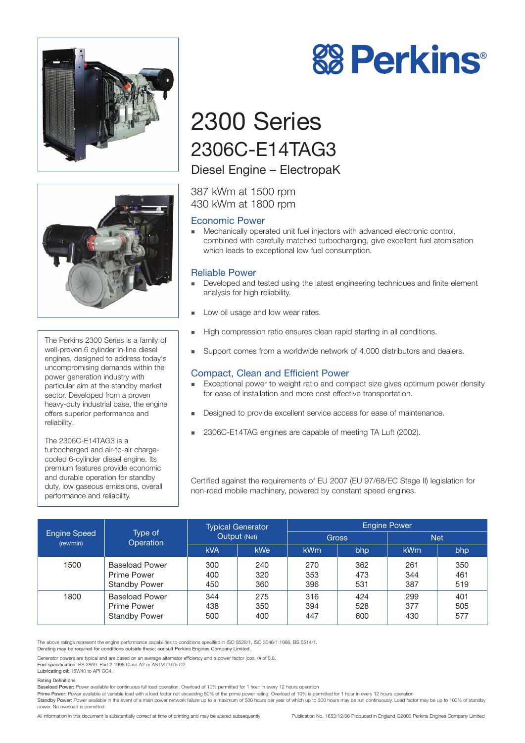Perkins®

# 2300 Series

## 2306C-E14TAG3

### Diesel Engine – ElectropaK

387 kWm at 1500 rpm
430 kWm at 1800 rpm

The Perkins 2300 Series is a family of well-proven 6 cylinder in-line diesel engines, designed to address today's uncompromising demands within the power generation industry with particular aim at the standby market sector. Developed from a proven heavy-duty industrial base, the engine offers superior performance and reliability.

The 2306C-E14TAG3 is a turbocharged and air-to-air charge-cooled 6-cylinder diesel engine. Its premium features provide economic and durable operation for standby duty, low gaseous emissions, overall performance and reliability.

### Economic Power

- Mechanically operated unit fuel injectors with advanced electronic control, combined with carefully matched turbocharging, give excellent fuel atomisation which leads to exceptional low fuel consumption.

### Reliable Power

- Developed and tested using the latest engineering techniques and finite element analysis for high reliability.
- Low oil usage and low wear rates.
- High compression ratio ensures clean rapid starting in all conditions.
- Support comes from a worldwide network of 4,000 distributors and dealers.

### Compact, Clean and Efficient Power

- Exceptional power to weight ratio and compact size gives optimum power density for ease of installation and more cost effective transportation.
- Designed to provide excellent service access for ease of maintenance.
- 2306C-E14TAG engines are capable of meeting TA Luft (2002).

Certified against the requirements of EU 2007 (EU 97/68/EC Stage II) legislation for non-road mobile machinery, powered by constant speed engines.

| Engine Speed (rev/min) | Type of Operation | Typical Generator Output (Net) | | Engine Power | | | |
|---|---|---|---|---|---|---|---|
| | | | | Gross | | Net | |
| | | kVA | kWe | kWm | bhp | kWm | bhp |
| 1500 | Baseload Power | 300 | 240 | 270 | 362 | 261 | 350 |
| | Prime Power | 400 | 320 | 353 | 473 | 344 | 461 |
| | Standby Power | 450 | 360 | 396 | 531 | 387 | 519 |
| 1800 | Baseload Power | 344 | 275 | 316 | 424 | 299 | 401 |
| | Prime Power | 438 | 350 | 394 | 528 | 377 | 505 |
| | Standby Power | 500 | 400 | 447 | 600 | 430 | 577 |

The above ratings represent the engine performance capabilities to conditions specified in ISO 8528/1, ISO 3046/1:1986, BS 5514/1.
Derating may be required for conditions outside these; consult Perkins Engines Company Limited.

Generator powers are typical and are based on an average alternator efficiency and a power factor (cos. θ) of 0.8.
Fuel specification: BS 2869: Part 2 1998 Class A2 or ASTM D975 D2.
Lubricating oil: 15W40 to API CG4.

Rating Definitions
Baseload Power: Power available for continuous full load operation. Overload of 10% permitted for 1 hour in every 12 hours operation
Prime Power: Power available at variable load with a load factor not exceeding 80% of the prime power rating. Overload of 10% is permitted for 1 hour in every 12 hours operation
Standby Power: Power available in the event of a main power network failure up to a maximum of 500 hours per year of which up to 300 hours may be run continuously. Load factor may be up to 100% of standby power. No overload is permitted.

All information in this document is substantially correct at time of printing and may be altered subsequently

Publication No. 1653/12/06 Produced in England ©2006 Perkins Engines Company Limited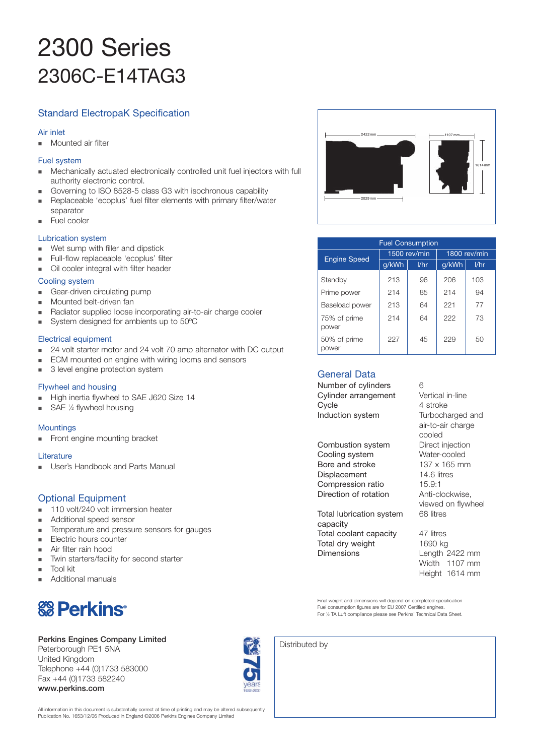# 2300 Series

## 2306C-E14TAG3

### Standard ElectropaK Specification

#### Air inlet

- Mounted air filter

#### Fuel system

- Mechanically actuated electronically controlled unit fuel injectors with full authority electronic control.
- Governing to ISO 8528-5 class G3 with isochronous capability
- Replaceable 'ecoplus' fuel filter elements with primary filter/water separator
- Fuel cooler

#### Lubrication system

- Wet sump with filler and dipstick
- Full-flow replaceable 'ecoplus' filter
- Oil cooler integral with filter header

#### Cooling system

- Gear-driven circulating pump
- Mounted belt-driven fan
- Radiator supplied loose incorporating air-to-air charge cooler
- System designed for ambients up to 50ºC

#### Electrical equipment

- 24 volt starter motor and 24 volt 70 amp alternator with DC output
- ECM mounted on engine with wiring looms and sensors
- 3 level engine protection system

#### Flywheel and housing

- High inertia flywheel to SAE J620 Size 14
- SAE ½ flywheel housing

#### Mountings

- Front engine mounting bracket

#### Literature

- User's Handbook and Parts Manual

### Optional Equipment

- 110 volt/240 volt immersion heater
- Additional speed sensor
- Temperature and pressure sensors for gauges
- Electric hours counter
- Air filter rain hood
- Twin starters/facility for second starter
- Tool kit
- Additional manuals

2422 mm
1107 mm
1614 mm
2029 mm

| Fuel Consumption | | | | |
|---|---|---|---|---|
| Engine Speed | 1500 rev/min | | 1800 rev/min | |
| | g/kWh | l/hr | g/kWh | l/hr |
| Standby | 213 | 96 | 206 | 103 |
| Prime power | 214 | 85 | 214 | 94 |
| Baseload power | 213 | 64 | 221 | 77 |
| 75% of prime power | 214 | 64 | 222 | 73 |
| 50% of prime power | 227 | 45 | 229 | 50 |

### General Data

| | |
|---|---|
| Number of cylinders | 6 |
| Cylinder arrangement | Vertical in-line |
| Cycle | 4 stroke |
| Induction system | Turbocharged and air-to-air charge cooled |
| Combustion system | Direct injection |
| Cooling system | Water-cooled |
| Bore and stroke | 137 x 165 mm |
| Displacement | 14.6 litres |
| Compression ratio | 15.9:1 |
| Direction of rotation | Anti-clockwise, viewed on flywheel |
| Total lubrication system capacity | 68 litres |
| Total coolant capacity | 47 litres |
| Total dry weight | 1690 kg |
| Dimensions | Length 2422 mm<br>Width 1107 mm<br>Height 1614 mm |

Final weight and dimensions will depend on completed specification
Fuel consumption figures are for EU 2007 Certified engines.
For ½ TA Luft compliance please see Perkins' Technical Data Sheet.

**Perkins**

**Perkins Engines Company Limited**
Peterborough PE1 5NA
United Kingdom
Telephone +44 (0)1733 583000
Fax +44 (0)1733 582240
**www.perkins.com**

75 years 1932-2007

Distributed by

All information in this document is substantially correct at time of printing and may be altered subsequently
Publication No. 1653/12/06 Produced in England ©2006 Perkins Engines Company Limited